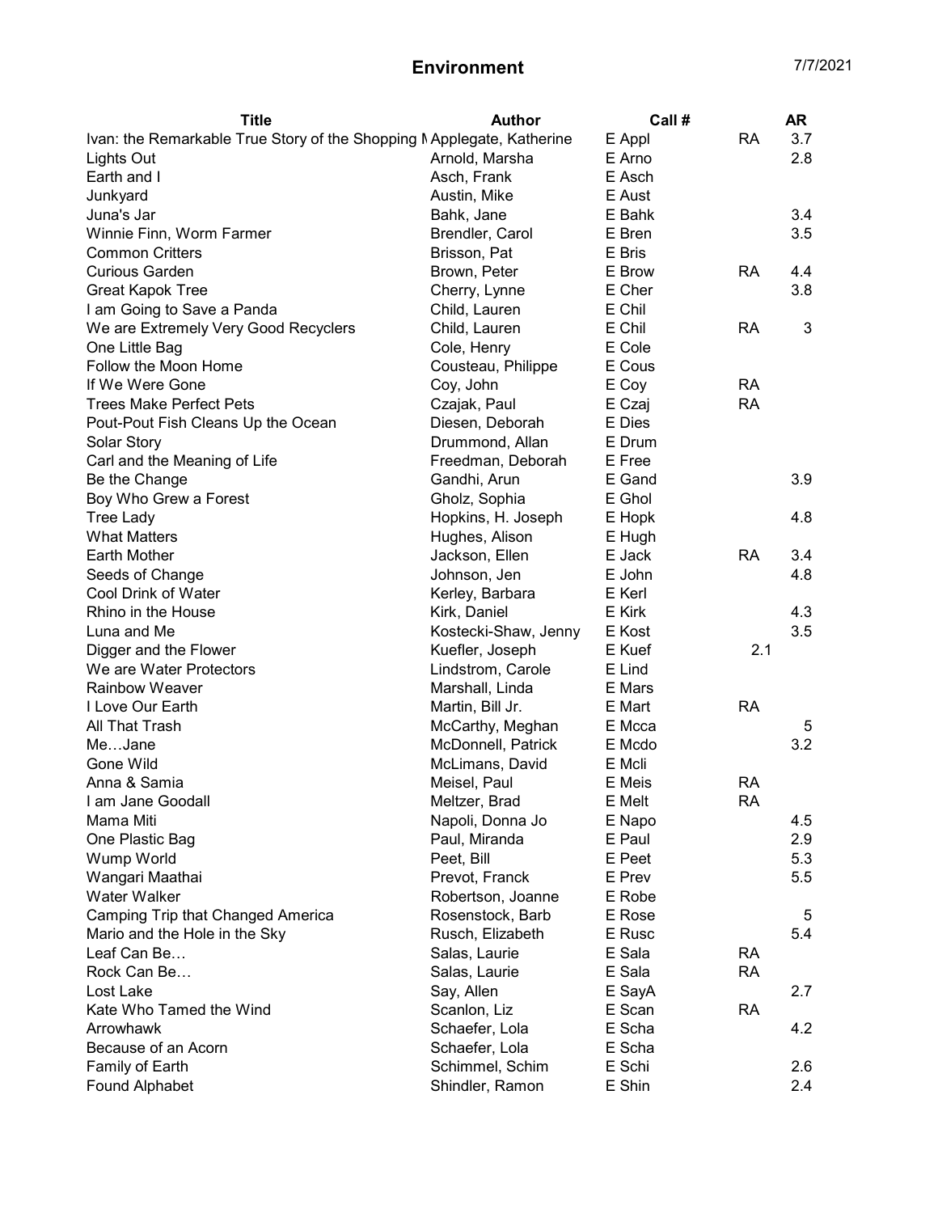# Environment

| Title | Author | Call # | | AR |
|---|---|---|---|---|
| Ivan: the Remarkable True Story of the Shopping M | Applegate, Katherine | E Appl | RA | 3.7 |
| Lights Out | Arnold, Marsha | E Arno | | 2.8 |
| Earth and I | Asch, Frank | E Asch | | |
| Junkyard | Austin, Mike | E Aust | | |
| Juna's Jar | Bahk, Jane | E Bahk | | 3.4 |
| Winnie Finn, Worm Farmer | Brendler, Carol | E Bren | | 3.5 |
| Common Critters | Brisson, Pat | E Bris | | |
| Curious Garden | Brown, Peter | E Brow | RA | 4.4 |
| Great Kapok Tree | Cherry, Lynne | E Cher | | 3.8 |
| I am Going to Save a Panda | Child, Lauren | E Chil | | |
| We are Extremely Very Good Recyclers | Child, Lauren | E Chil | RA | 3 |
| One Little Bag | Cole, Henry | E Cole | | |
| Follow the Moon Home | Cousteau, Philippe | E Cous | | |
| If We Were Gone | Coy, John | E Coy | RA | |
| Trees Make Perfect Pets | Czajak, Paul | E Czaj | RA | |
| Pout-Pout Fish Cleans Up the Ocean | Diesen, Deborah | E Dies | | |
| Solar Story | Drummond, Allan | E Drum | | |
| Carl and the Meaning of Life | Freedman, Deborah | E Free | | |
| Be the Change | Gandhi, Arun | E Gand | | 3.9 |
| Boy Who Grew a Forest | Gholz, Sophia | E Ghol | | |
| Tree Lady | Hopkins, H. Joseph | E Hopk | | 4.8 |
| What Matters | Hughes, Alison | E Hugh | | |
| Earth Mother | Jackson, Ellen | E Jack | RA | 3.4 |
| Seeds of Change | Johnson, Jen | E John | | 4.8 |
| Cool Drink of Water | Kerley, Barbara | E Kerl | | |
| Rhino in the House | Kirk, Daniel | E Kirk | | 4.3 |
| Luna and Me | Kostecki-Shaw, Jenny | E Kost | | 3.5 |
| Digger and the Flower | Kuefler, Joseph | E Kuef | 2.1 | |
| We are Water Protectors | Lindstrom, Carole | E Lind | | |
| Rainbow Weaver | Marshall, Linda | E Mars | | |
| I Love Our Earth | Martin, Bill Jr. | E Mart | RA | |
| All That Trash | McCarthy, Meghan | E Mcca | | 5 |
| Me…Jane | McDonnell, Patrick | E Mcdo | | 3.2 |
| Gone Wild | McLimans, David | E Mcli | | |
| Anna & Samia | Meisel, Paul | E Meis | RA | |
| I am Jane Goodall | Meltzer, Brad | E Melt | RA | |
| Mama Miti | Napoli, Donna Jo | E Napo | | 4.5 |
| One Plastic Bag | Paul, Miranda | E Paul | | 2.9 |
| Wump World | Peet, Bill | E Peet | | 5.3 |
| Wangari Maathai | Prevot, Franck | E Prev | | 5.5 |
| Water Walker | Robertson, Joanne | E Robe | | |
| Camping Trip that Changed America | Rosenstock, Barb | E Rose | | 5 |
| Mario and the Hole in the Sky | Rusch, Elizabeth | E Rusc | | 5.4 |
| Leaf Can Be… | Salas, Laurie | E Sala | RA | |
| Rock Can Be… | Salas, Laurie | E Sala | RA | |
| Lost Lake | Say, Allen | E SayA | | 2.7 |
| Kate Who Tamed the Wind | Scanlon, Liz | E Scan | RA | |
| Arrowhawk | Schaefer, Lola | E Scha | | 4.2 |
| Because of an Acorn | Schaefer, Lola | E Scha | | |
| Family of Earth | Schimmel, Schim | E Schi | | 2.6 |
| Found Alphabet | Shindler, Ramon | E Shin | | 2.4 |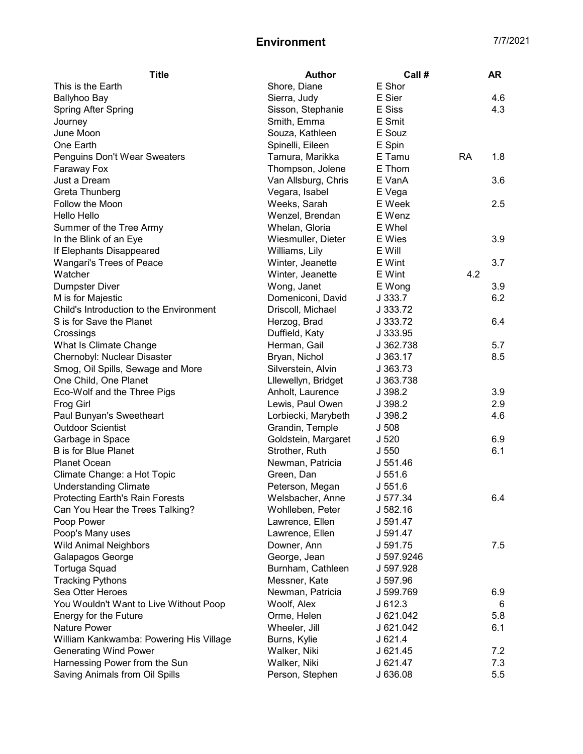| Title | Author | Call # | | AR |
|---|---|---|---|---|
| This is the Earth | Shore, Diane | E Shor | | |
| Ballyhoo Bay | Sierra, Judy | E Sier | | 4.6 |
| Spring After Spring | Sisson, Stephanie | E Siss | | 4.3 |
| Journey | Smith, Emma | E Smit | | |
| June Moon | Souza, Kathleen | E Souz | | |
| One Earth | Spinelli, Eileen | E Spin | | |
| Penguins Don't Wear Sweaters | Tamura, Marikka | E Tamu | RA | 1.8 |
| Faraway Fox | Thompson, Jolene | E Thom | | |
| Just a Dream | Van Allsburg, Chris | E VanA | | 3.6 |
| Greta Thunberg | Vegara, Isabel | E Vega | | |
| Follow the Moon | Weeks, Sarah | E Week | | 2.5 |
| Hello Hello | Wenzel, Brendan | E Wenz | | |
| Summer of the Tree Army | Whelan, Gloria | E Whel | | |
| In the Blink of an Eye | Wiesmuller, Dieter | E Wies | | 3.9 |
| If Elephants Disappeared | Williams, Lily | E Will | | |
| Wangari's Trees of Peace | Winter, Jeanette | E Wint | | 3.7 |
| Watcher | Winter, Jeanette | E Wint | 4.2 | |
| Dumpster Diver | Wong, Janet | E Wong | | 3.9 |
| M is for Majestic | Domeniconi, David | J 333.7 | | 6.2 |
| Child's Introduction to the Environment | Driscoll, Michael | J 333.72 | | |
| S is for Save the Planet | Herzog, Brad | J 333.72 | | 6.4 |
| Crossings | Duffield, Katy | J 333.95 | | |
| What Is Climate Change | Herman, Gail | J 362.738 | | 5.7 |
| Chernobyl: Nuclear Disaster | Bryan, Nichol | J 363.17 | | 8.5 |
| Smog, Oil Spills, Sewage and More | Silverstein, Alvin | J 363.73 | | |
| One Child, One Planet | Lllewellyn, Bridget | J 363.738 | | |
| Eco-Wolf and the Three Pigs | Anholt, Laurence | J 398.2 | | 3.9 |
| Frog Girl | Lewis, Paul Owen | J 398.2 | | 2.9 |
| Paul Bunyan's Sweetheart | Lorbiecki, Marybeth | J 398.2 | | 4.6 |
| Outdoor Scientist | Grandin, Temple | J 508 | | |
| Garbage in Space | Goldstein, Margaret | J 520 | | 6.9 |
| B is for Blue Planet | Strother, Ruth | J 550 | | 6.1 |
| Planet Ocean | Newman, Patricia | J 551.46 | | |
| Climate Change: a Hot Topic | Green, Dan | J 551.6 | | |
| Understanding Climate | Peterson, Megan | J 551.6 | | |
| Protecting Earth's Rain Forests | Welsbacher, Anne | J 577.34 | | 6.4 |
| Can You Hear the Trees Talking? | Wohlleben, Peter | J 582.16 | | |
| Poop Power | Lawrence, Ellen | J 591.47 | | |
| Poop's Many uses | Lawrence, Ellen | J 591.47 | | |
| Wild Animal Neighbors | Downer, Ann | J 591.75 | | 7.5 |
| Galapagos George | George, Jean | J 597.9246 | | |
| Tortuga Squad | Burnham, Cathleen | J 597.928 | | |
| Tracking Pythons | Messner, Kate | J 597.96 | | |
| Sea Otter Heroes | Newman, Patricia | J 599.769 | | 6.9 |
| You Wouldn't Want to Live Without Poop | Woolf, Alex | J 612.3 | | 6 |
| Energy for the Future | Orme, Helen | J 621.042 | | 5.8 |
| Nature Power | Wheeler, Jill | J 621.042 | | 6.1 |
| William Kankwamba: Powering His Village | Burns, Kylie | J 621.4 | | |
| Generating Wind Power | Walker, Niki | J 621.45 | | 7.2 |
| Harnessing Power from the Sun | Walker, Niki | J 621.47 | | 7.3 |
| Saving Animals from Oil Spills | Person, Stephen | J 636.08 | | 5.5 |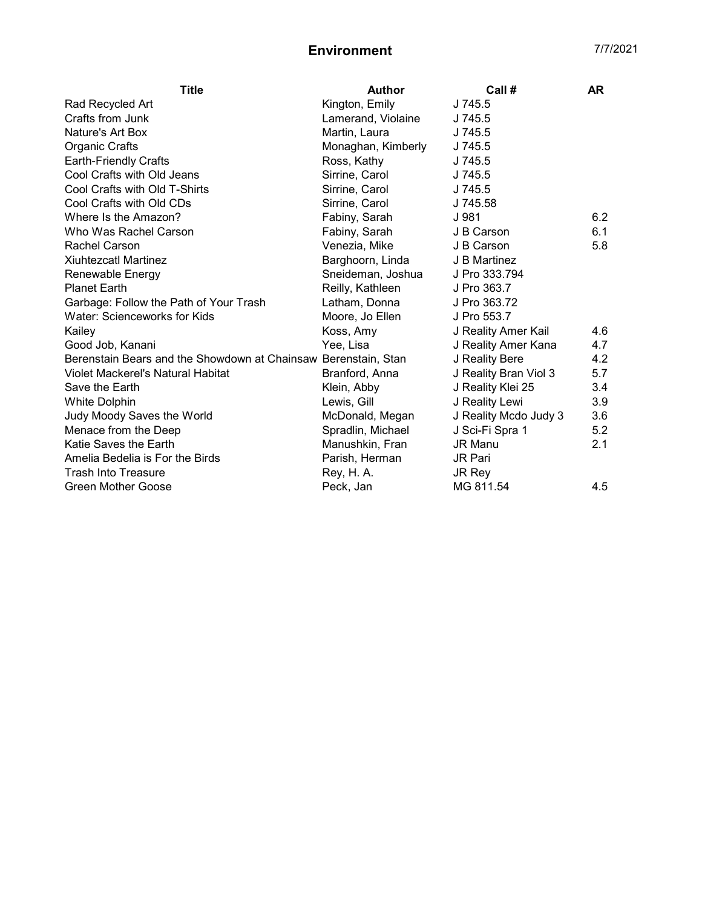# Environment

7/7/2021

| Title | Author | Call # | AR |
| --- | --- | --- | --- |
| Rad Recycled Art | Kington, Emily | J 745.5 | |
| Crafts from Junk | Lamerand, Violaine | J 745.5 | |
| Nature's Art Box | Martin, Laura | J 745.5 | |
| Organic Crafts | Monaghan, Kimberly | J 745.5 | |
| Earth-Friendly Crafts | Ross, Kathy | J 745.5 | |
| Cool Crafts with Old Jeans | Sirrine, Carol | J 745.5 | |
| Cool Crafts with Old T-Shirts | Sirrine, Carol | J 745.5 | |
| Cool Crafts with Old CDs | Sirrine, Carol | J 745.58 | |
| Where Is the Amazon? | Fabiny, Sarah | J 981 | 6.2 |
| Who Was Rachel Carson | Fabiny, Sarah | J B Carson | 6.1 |
| Rachel Carson | Venezia, Mike | J B Carson | 5.8 |
| Xiuhtezcatl Martinez | Barghoorn, Linda | J B Martinez | |
| Renewable Energy | Sneideman, Joshua | J Pro 333.794 | |
| Planet Earth | Reilly, Kathleen | J Pro 363.7 | |
| Garbage: Follow the Path of Your Trash | Latham, Donna | J Pro 363.72 | |
| Water: Scienceworks for Kids | Moore, Jo Ellen | J Pro 553.7 | |
| Kailey | Koss, Amy | J Reality Amer Kail | 4.6 |
| Good Job, Kanani | Yee, Lisa | J Reality Amer Kana | 4.7 |
| Berenstain Bears and the Showdown at Chainsaw | Berenstain, Stan | J Reality Bere | 4.2 |
| Violet Mackerel's Natural Habitat | Branford, Anna | J Reality Bran Viol 3 | 5.7 |
| Save the Earth | Klein, Abby | J Reality Klei 25 | 3.4 |
| White Dolphin | Lewis, Gill | J Reality Lewi | 3.9 |
| Judy Moody Saves the World | McDonald, Megan | J Reality Mcdo Judy 3 | 3.6 |
| Menace from the Deep | Spradlin, Michael | J Sci-Fi Spra 1 | 5.2 |
| Katie Saves the Earth | Manushkin, Fran | JR Manu | 2.1 |
| Amelia Bedelia is For the Birds | Parish, Herman | JR Pari | |
| Trash Into Treasure | Rey, H. A. | JR Rey | |
| Green Mother Goose | Peck, Jan | MG 811.54 | 4.5 |